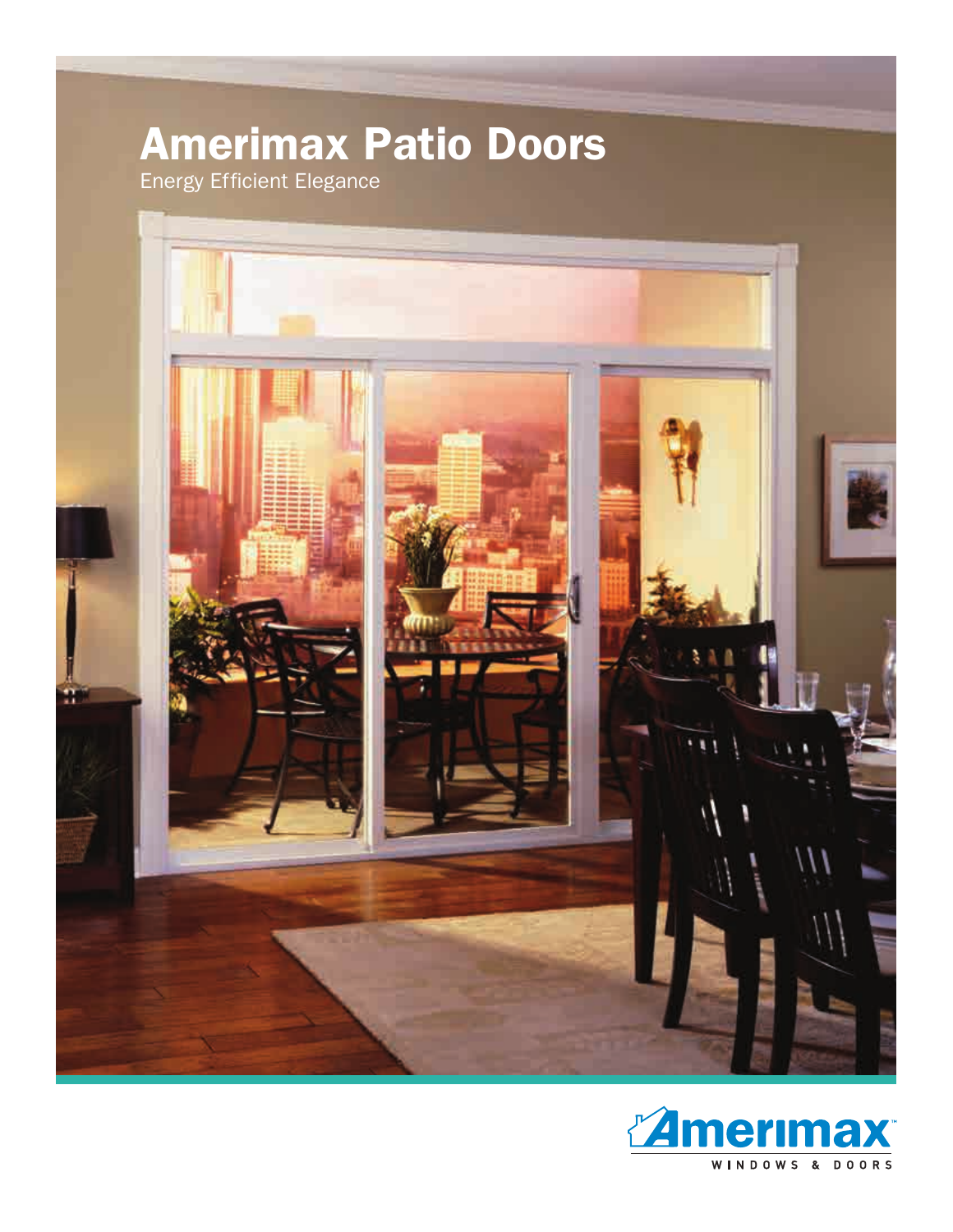# Amerimax Patio Doors

Energy Efficient Elegance

Amerimax™

WINDOWS & DOORS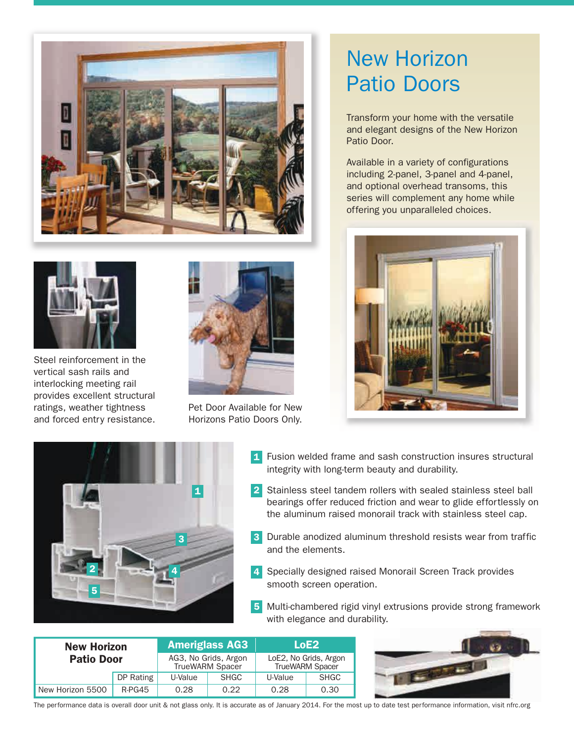# New Horizon Patio Doors

Transform your home with the versatile and elegant designs of the New Horizon Patio Door.

Available in a variety of configurations including 2-panel, 3-panel and 4-panel, and optional overhead transoms, this series will complement any home while offering you unparalleled choices.

Steel reinforcement in the vertical sash rails and interlocking meeting rail provides excellent structural ratings, weather tightness and forced entry resistance.

Pet Door Available for New Horizons Patio Doors Only.

1. Fusion welded frame and sash construction insures structural integrity with long-term beauty and durability.
2. Stainless steel tandem rollers with sealed stainless steel ball bearings offer reduced friction and wear to glide effortlessly on the aluminum raised monorail track with stainless steel cap.
3. Durable anodized aluminum threshold resists wear from traffic and the elements.
4. Specially designed raised Monorail Screen Track provides smooth screen operation.
5. Multi-chambered rigid vinyl extrusions provide strong framework with elegance and durability.

| New Horizon Patio Door | | Ameriglass AG3 | | LoE2 | |
|---|---|---|---|---|---|
| | | AG3, No Grids, Argon TrueWARM Spacer | | LoE2, No Grids, Argon TrueWARM Spacer | |
| | DP Rating | U-Value | SHGC | U-Value | SHGC |
| New Horizon 5500 | R-PG45 | 0.28 | 0.22 | 0.28 | 0.30 |

The performance data is overall door unit & not glass only. It is accurate as of January 2014. For the most up to date test performance information, visit nfrc.org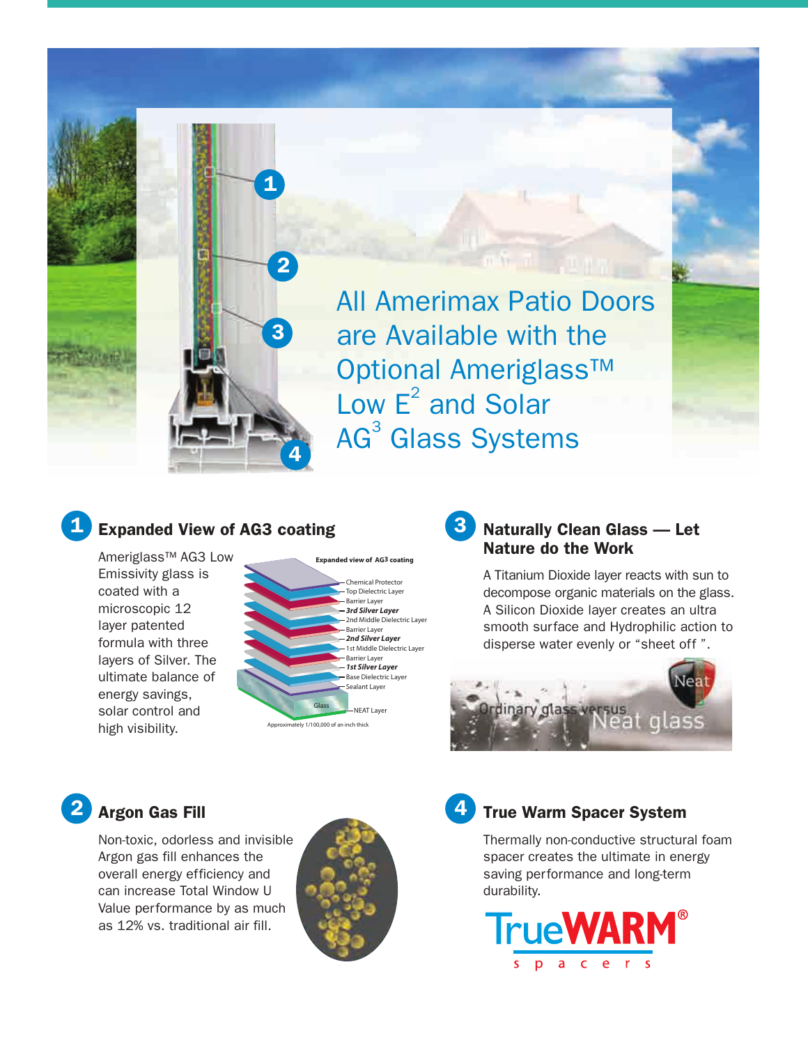# All Amerimax Patio Doors are Available with the Optional Ameriglass™ Low E$^2$ and Solar AG$^3$ Glass Systems

## 1 Expanded View of AG3 coating

Ameriglass™ AG3 Low Emissivity glass is coated with a microscopic 12 layer patented formula with three layers of Silver. The ultimate balance of energy savings, solar control and high visibility.

**Expanded view of AG3 coating**

- Chemical Protector
- Top Dielectric Layer
- Barrier Layer
- ***3rd Silver Layer***
- 2nd Middle Dielectric Layer
- Barrier Layer
- ***2nd Silver Layer***
- 1st Middle Dielectric Layer
- Barrier Layer
- ***1st Silver Layer***
- Base Dielectric Layer
- Sealant Layer
- Glass
- NEAT Layer

Approximately 1/100,000 of an inch thick

## 2 Argon Gas Fill

Non-toxic, odorless and invisible Argon gas fill enhances the overall energy efficiency and can increase Total Window U Value performance by as much as 12% vs. traditional air fill.

## 3 Naturally Clean Glass — Let Nature do the Work

A Titanium Dioxide layer reacts with sun to decompose organic materials on the glass. A Silicon Dioxide layer creates an ultra smooth surface and Hydrophilic action to disperse water evenly or "sheet off ".

Ordinary glass versus Neat glass

## 4 True Warm Spacer System

Thermally non-conductive structural foam spacer creates the ultimate in energy saving performance and long-term durability.

TrueWARM® spacers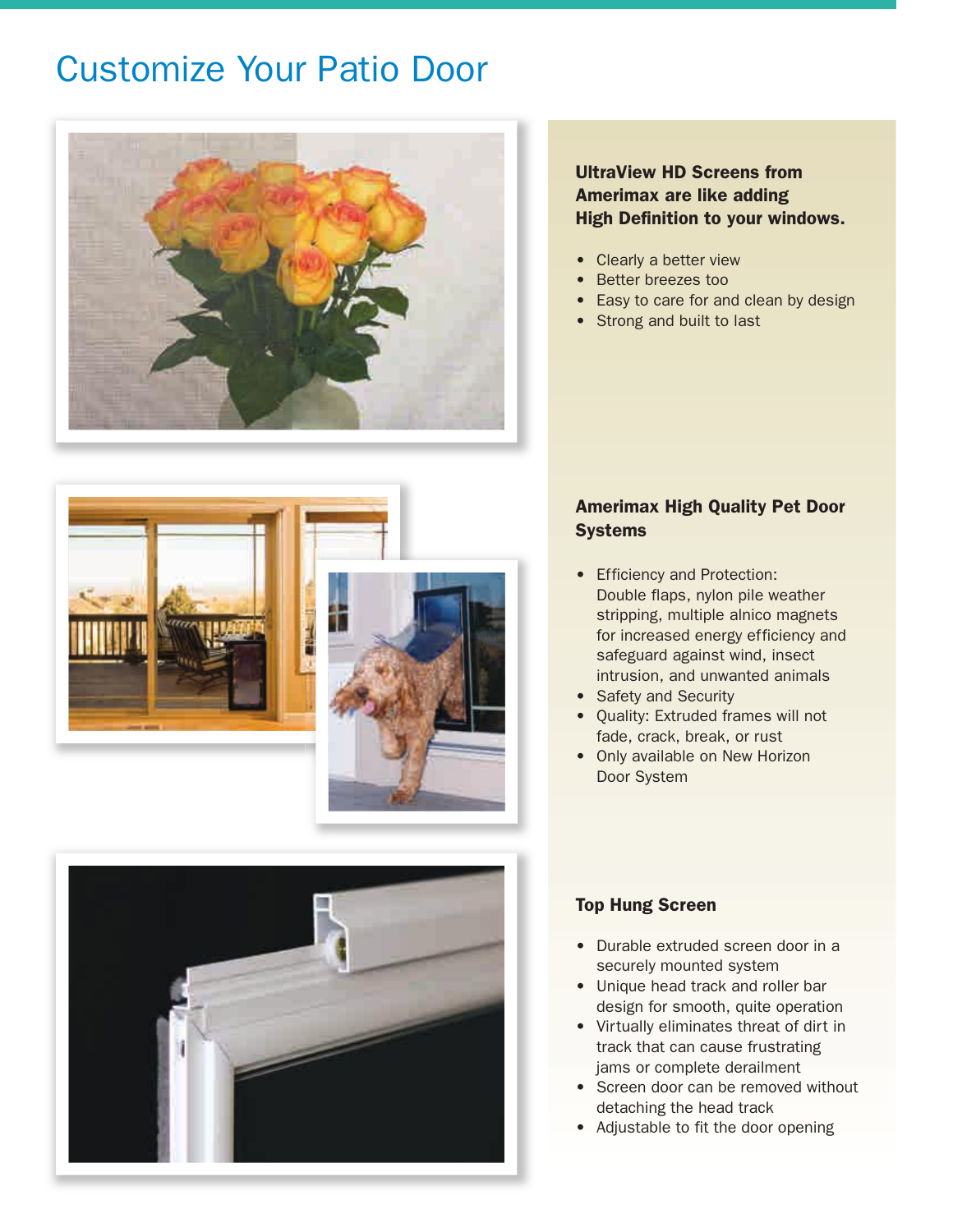# Customize Your Patio Door

**UltraView HD Screens from Amerimax are like adding High Definition to your windows.**

- Clearly a better view
- Better breezes too
- Easy to care for and clean by design
- Strong and built to last

**Amerimax High Quality Pet Door Systems**

- Efficiency and Protection: Double flaps, nylon pile weather stripping, multiple alnico magnets for increased energy efficiency and safeguard against wind, insect intrusion, and unwanted animals
- Safety and Security
- Quality: Extruded frames will not fade, crack, break, or rust
- Only available on New Horizon Door System

**Top Hung Screen**

- Durable extruded screen door in a securely mounted system
- Unique head track and roller bar design for smooth, quite operation
- Virtually eliminates threat of dirt in track that can cause frustrating jams or complete derailment
- Screen door can be removed without detaching the head track
- Adjustable to fit the door opening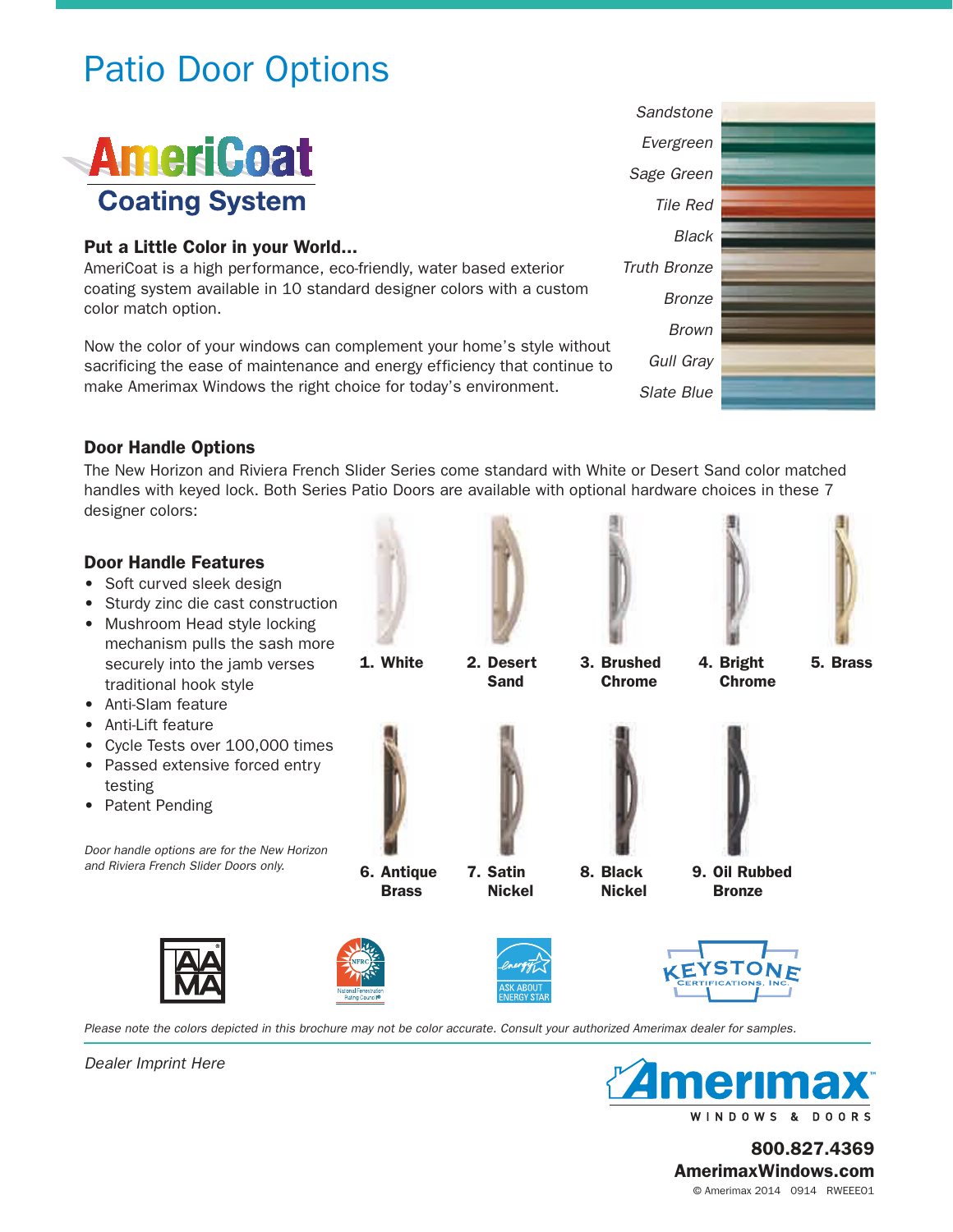# Patio Door Options

## AmeriCoat Coating System

### Put a Little Color in your World...

AmeriCoat is a high performance, eco-friendly, water based exterior coating system available in 10 standard designer colors with a custom color match option.

Now the color of your windows can complement your home's style without sacrificing the ease of maintenance and energy efficiency that continue to make Amerimax Windows the right choice for today's environment.

*Sandstone*
*Evergreen*
*Sage Green*
*Tile Red*
*Black*
*Truth Bronze*
*Bronze*
*Brown*
*Gull Gray*
*Slate Blue*

### Door Handle Options

The New Horizon and Riviera French Slider Series come standard with White or Desert Sand color matched handles with keyed lock. Both Series Patio Doors are available with optional hardware choices in these 7 designer colors:

### Door Handle Features

- Soft curved sleek design
- Sturdy zinc die cast construction
- Mushroom Head style locking mechanism pulls the sash more securely into the jamb verses traditional hook style
- Anti-Slam feature
- Anti-Lift feature
- Cycle Tests over 100,000 times
- Passed extensive forced entry testing
- Patent Pending

*Door handle options are for the New Horizon and Riviera French Slider Doors only.*

1. **White**
2. **Desert Sand**
3. **Brushed Chrome**
4. **Bright Chrome**
5. **Brass**
6. **Antique Brass**
7. **Satin Nickel**
8. **Black Nickel**
9. **Oil Rubbed Bronze**

*Please note the colors depicted in this brochure may not be color accurate. Consult your authorized Amerimax dealer for samples.*

*Dealer Imprint Here*

Amerimax™ WINDOWS & DOORS

**800.827.4369**
**AmerimaxWindows.com**
© Amerimax 2014 0914 RWEEE01